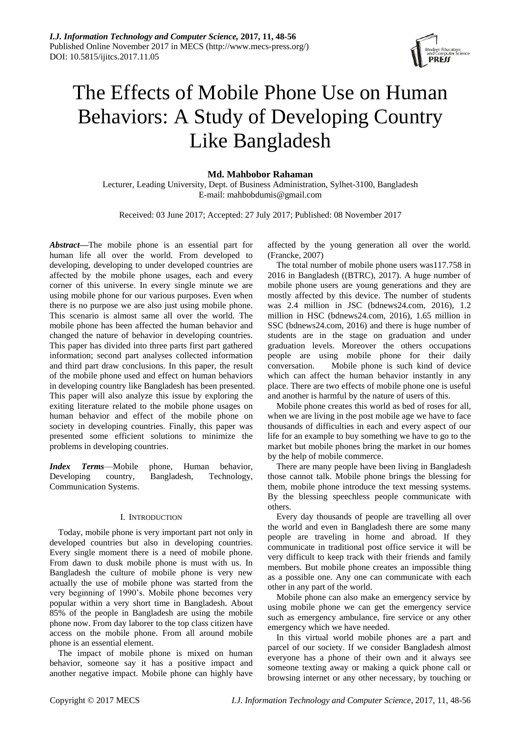# The Effects of Mobile Phone Use on Human Behaviors: A Study of Developing Country Like Bangladesh

**Md. Mahbobor Rahaman**

Lecturer, Leading University, Dept. of Business Administration, Sylhet-3100, Bangladesh
E-mail: mahbobdumis@gmail.com

Received: 03 June 2017; Accepted: 27 July 2017; Published: 08 November 2017

***Abstract*****—**The mobile phone is an essential part for human life all over the world. From developed to developing, developing to under developed countries are affected by the mobile phone usages, each and every corner of this universe. In every single minute we are using mobile phone for our various purposes. Even when there is no purpose we are also just using mobile phone. This scenario is almost same all over the world. The mobile phone has been affected the human behavior and changed the nature of behavior in developing countries. This paper has divided into three parts first part gathered information; second part analyses collected information and third part draw conclusions. In this paper, the result of the mobile phone used and effect on human behaviors in developing country like Bangladesh has been presented. This paper will also analyze this issue by exploring the exiting literature related to the mobile phone usages on human behavior and effect of the mobile phone on society in developing countries. Finally, this paper was presented some efficient solutions to minimize the problems in developing countries.

***Index Terms*****—**Mobile phone, Human behavior, Developing country, Bangladesh, Technology, Communication Systems.

## I. INTRODUCTION

Today, mobile phone is very important part not only in developed countries but also in developing countries. Every single moment there is a need of mobile phone. From dawn to dusk mobile phone is must with us. In Bangladesh the culture of mobile phone is very new actually the use of mobile phone was started from the very beginning of 1990's. Mobile phone becomes very popular within a very short time in Bangladesh. About 85% of the people in Bangladesh are using the mobile phone now. From day laborer to the top class citizen have access on the mobile phone. From all around mobile phone is an essential element.

The impact of mobile phone is mixed on human behavior, someone say it has a positive impact and another negative impact. Mobile phone can highly have affected by the young generation all over the world. (Francke, 2007)

The total number of mobile phone users was117.758 in 2016 in Bangladesh ((BTRC), 2017). A huge number of mobile phone users are young generations and they are mostly affected by this device. The number of students was 2.4 million in JSC (bdnews24.com, 2016), 1.2 million in HSC (bdnews24.com, 2016), 1.65 million in SSC (bdnews24.com, 2016) and there is huge number of students are in the stage on graduation and under graduation levels. Moreover the others occupations people are using mobile phone for their daily conversation. Mobile phone is such kind of device which can affect the human behavior instantly in any place. There are two effects of mobile phone one is useful and another is harmful by the nature of users of this.

Mobile phone creates this world as bed of roses for all, when we are living in the post mobile age we have to face thousands of difficulties in each and every aspect of our life for an example to buy something we have to go to the market but mobile phones bring the market in our homes by the help of mobile commerce.

There are many people have been living in Bangladesh those cannot talk. Mobile phone brings the blessing for them, mobile phone introduce the text messing systems. By the blessing speechless people communicate with others.

Every day thousands of people are travelling all over the world and even in Bangladesh there are some many people are traveling in home and abroad. If they communicate in traditional post office service it will be very difficult to keep track with their friends and family members. But mobile phone creates an impossible thing as a possible one. Any one can communicate with each other in any part of the world.

Mobile phone can also make an emergency service by using mobile phone we can get the emergency service such as emergency ambulance, fire service or any other emergency which we have needed.

In this virtual world mobile phones are a part and parcel of our society. If we consider Bangladesh almost everyone has a phone of their own and it always see someone texting away or making a quick phone call or browsing internet or any other necessary, by touching or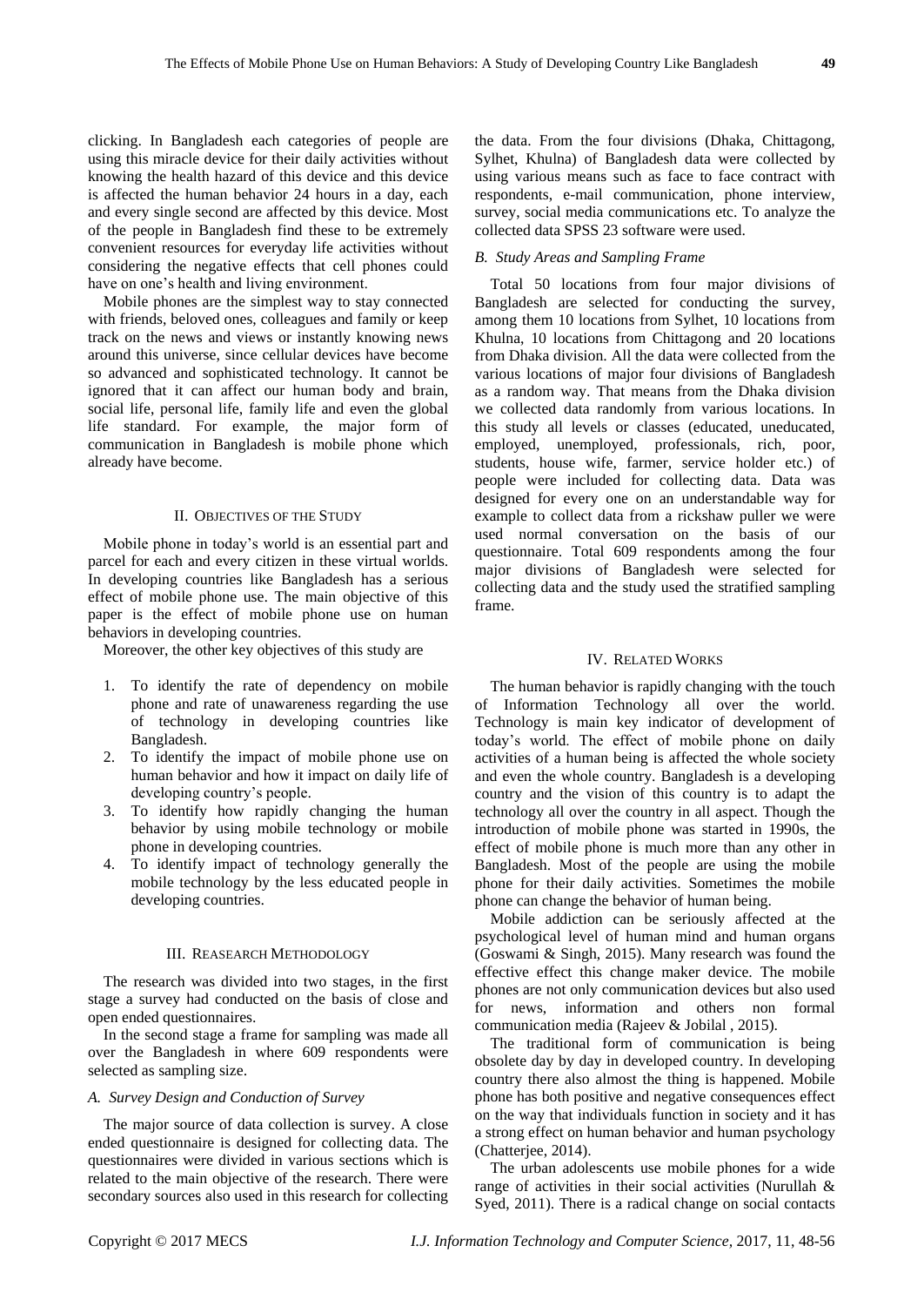clicking. In Bangladesh each categories of people are using this miracle device for their daily activities without knowing the health hazard of this device and this device is affected the human behavior 24 hours in a day, each and every single second are affected by this device. Most of the people in Bangladesh find these to be extremely convenient resources for everyday life activities without considering the negative effects that cell phones could have on one's health and living environment.

Mobile phones are the simplest way to stay connected with friends, beloved ones, colleagues and family or keep track on the news and views or instantly knowing news around this universe, since cellular devices have become so advanced and sophisticated technology. It cannot be ignored that it can affect our human body and brain, social life, personal life, family life and even the global life standard. For example, the major form of communication in Bangladesh is mobile phone which already have become.

## II. Objectives of the Study

Mobile phone in today's world is an essential part and parcel for each and every citizen in these virtual worlds. In developing countries like Bangladesh has a serious effect of mobile phone use. The main objective of this paper is the effect of mobile phone use on human behaviors in developing countries.

Moreover, the other key objectives of this study are

1. To identify the rate of dependency on mobile phone and rate of unawareness regarding the use of technology in developing countries like Bangladesh.
2. To identify the impact of mobile phone use on human behavior and how it impact on daily life of developing country's people.
3. To identify how rapidly changing the human behavior by using mobile technology or mobile phone in developing countries.
4. To identify impact of technology generally the mobile technology by the less educated people in developing countries.

## III. Reasearch Methodology

The research was divided into two stages, in the first stage a survey had conducted on the basis of close and open ended questionnaires.

In the second stage a frame for sampling was made all over the Bangladesh in where 609 respondents were selected as sampling size.

### *A. Survey Design and Conduction of Survey*

The major source of data collection is survey. A close ended questionnaire is designed for collecting data. The questionnaires were divided in various sections which is related to the main objective of the research. There were secondary sources also used in this research for collecting the data. From the four divisions (Dhaka, Chittagong, Sylhet, Khulna) of Bangladesh data were collected by using various means such as face to face contract with respondents, e-mail communication, phone interview, survey, social media communications etc. To analyze the collected data SPSS 23 software were used.

### *B. Study Areas and Sampling Frame*

Total 50 locations from four major divisions of Bangladesh are selected for conducting the survey, among them 10 locations from Sylhet, 10 locations from Khulna, 10 locations from Chittagong and 20 locations from Dhaka division. All the data were collected from the various locations of major four divisions of Bangladesh as a random way. That means from the Dhaka division we collected data randomly from various locations. In this study all levels or classes (educated, uneducated, employed, unemployed, professionals, rich, poor, students, house wife, farmer, service holder etc.) of people were included for collecting data. Data was designed for every one on an understandable way for example to collect data from a rickshaw puller we were used normal conversation on the basis of our questionnaire. Total 609 respondents among the four major divisions of Bangladesh were selected for collecting data and the study used the stratified sampling frame.

## IV. Related Works

The human behavior is rapidly changing with the touch of Information Technology all over the world. Technology is main key indicator of development of today's world. The effect of mobile phone on daily activities of a human being is affected the whole society and even the whole country. Bangladesh is a developing country and the vision of this country is to adapt the technology all over the country in all aspect. Though the introduction of mobile phone was started in 1990s, the effect of mobile phone is much more than any other in Bangladesh. Most of the people are using the mobile phone for their daily activities. Sometimes the mobile phone can change the behavior of human being.

Mobile addiction can be seriously affected at the psychological level of human mind and human organs (Goswami & Singh, 2015). Many research was found the effective effect this change maker device. The mobile phones are not only communication devices but also used for news, information and others non formal communication media (Rajeev & Jobilal , 2015).

The traditional form of communication is being obsolete day by day in developed country. In developing country there also almost the thing is happened. Mobile phone has both positive and negative consequences effect on the way that individuals function in society and it has a strong effect on human behavior and human psychology (Chatterjee, 2014).

The urban adolescents use mobile phones for a wide range of activities in their social activities (Nurullah & Syed, 2011). There is a radical change on social contacts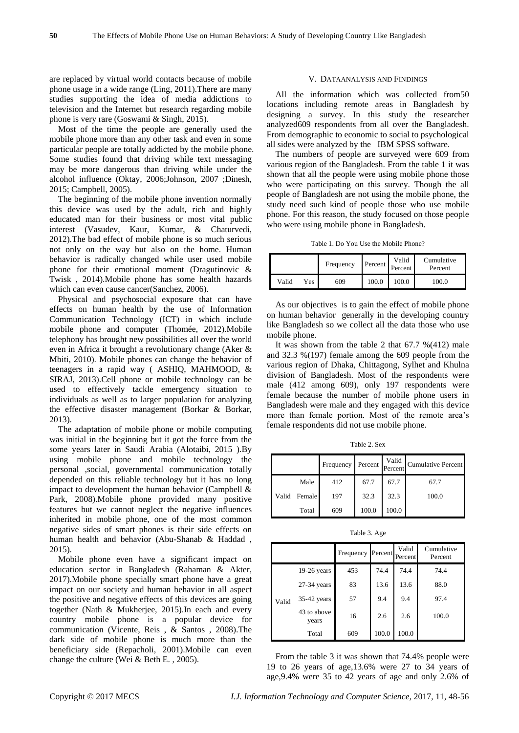are replaced by virtual world contacts because of mobile phone usage in a wide range (Ling, 2011).There are many studies supporting the idea of media addictions to television and the Internet but research regarding mobile phone is very rare (Goswami & Singh, 2015).

Most of the time the people are generally used the mobile phone more than any other task and even in some particular people are totally addicted by the mobile phone. Some studies found that driving while text messaging may be more dangerous than driving while under the alcohol influence (Oktay, 2006;Johnson, 2007 ;Dinesh, 2015; Campbell, 2005).

The beginning of the mobile phone invention normally this device was used by the adult, rich and highly educated man for their business or most vital public interest (Vasudev, Kaur, Kumar, & Chaturvedi, 2012).The bad effect of mobile phone is so much serious not only on the way but also on the home. Human behavior is radically changed while user used mobile phone for their emotional moment (Dragutinovic & Twisk , 2014).Mobile phone has some health hazards which can even cause cancer(Sanchez, 2006).

Physical and psychosocial exposure that can have effects on human health by the use of Information Communication Technology (ICT) in which include mobile phone and computer (Thomée, 2012).Mobile telephony has brought new possibilities all over the world even in Africa it brought a revolutionary change (Aker & Mbiti, 2010). Mobile phones can change the behavior of teenagers in a rapid way ( ASHIQ, MAHMOOD, & SIRAJ, 2013).Cell phone or mobile technology can be used to effectively tackle emergency situation to individuals as well as to larger population for analyzing the effective disaster management (Borkar & Borkar, 2013).

The adaptation of mobile phone or mobile computing was initial in the beginning but it got the force from the some years later in Saudi Arabia (Alotaibi, 2015 ).By using mobile phone and mobile technology the personal ,social, governmental communication totally depended on this reliable technology but it has no long impact to development the human behavior (Campbell & Park, 2008).Mobile phone provided many positive features but we cannot neglect the negative influences inherited in mobile phone, one of the most common negative sides of smart phones is their side effects on human health and behavior (Abu-Shanab & Haddad , 2015).

Mobile phone even have a significant impact on education sector in Bangladesh (Rahaman & Akter, 2017).Mobile phone specially smart phone have a great impact on our society and human behavior in all aspect the positive and negative effects of this devices are going together (Nath & Mukherjee, 2015).In each and every country mobile phone is a popular device for communication (Vicente, Reis , & Santos , 2008).The dark side of mobile phone is much more than the beneficiary side (Repacholi, 2001).Mobile can even change the culture (Wei & Beth E. , 2005).

## V. DATAANALYSIS AND FINDINGS

All the information which was collected from50 locations including remote areas in Bangladesh by designing a survey. In this study the researcher analyzed609 respondents from all over the Bangladesh. From demographic to economic to social to psychological all sides were analyzed by the IBM SPSS software.

The numbers of people are surveyed were 609 from various region of the Bangladesh. From the table 1 it was shown that all the people were using mobile phone those who were participating on this survey. Though the all people of Bangladesh are not using the mobile phone, the study need such kind of people those who use mobile phone. For this reason, the study focused on those people who were using mobile phone in Bangladesh.

Table 1. Do You Use the Mobile Phone?

| | | Frequency | Percent | Valid Percent | Cumulative Percent |
|---|---|---|---|---|---|
| Valid | Yes | 609 | 100.0 | 100.0 | 100.0 |

As our objectives is to gain the effect of mobile phone on human behavior generally in the developing country like Bangladesh so we collect all the data those who use mobile phone.

It was shown from the table 2 that 67.7 %(412) male and 32.3 %(197) female among the 609 people from the various region of Dhaka, Chittagong, Sylhet and Khulna division of Bangladesh. Most of the respondents were male (412 among 609), only 197 respondents were female because the number of mobile phone users in Bangladesh were male and they engaged with this device more than female portion. Most of the remote area's female respondents did not use mobile phone.

Table 2. Sex

| | | Frequency | Percent | Valid Percent | Cumulative Percent |
|---|---|---|---|---|---|
| Valid | Male | 412 | 67.7 | 67.7 | 67.7 |
| | Female | 197 | 32.3 | 32.3 | 100.0 |
| | Total | 609 | 100.0 | 100.0 | |

Table 3. Age

| | | Frequency | Percent | Valid Percent | Cumulative Percent |
|---|---|---|---|---|---|
| Valid | 19-26 years | 453 | 74.4 | 74.4 | 74.4 |
| | 27-34 years | 83 | 13.6 | 13.6 | 88.0 |
| | 35-42 years | 57 | 9.4 | 9.4 | 97.4 |
| | 43 to above years | 16 | 2.6 | 2.6 | 100.0 |
| | Total | 609 | 100.0 | 100.0 | |

From the table 3 it was shown that 74.4% people were 19 to 26 years of age,13.6% were 27 to 34 years of age,9.4% were 35 to 42 years of age and only 2.6% of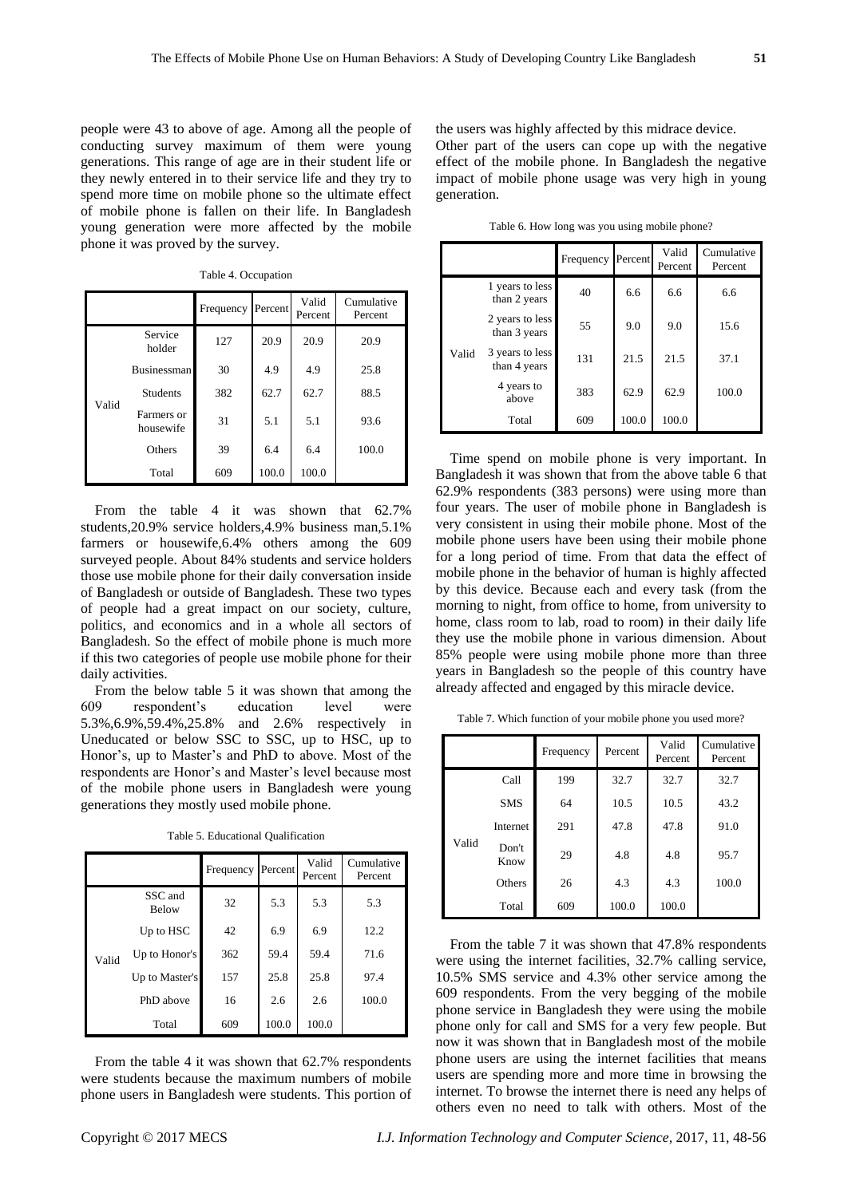people were 43 to above of age. Among all the people of conducting survey maximum of them were young generations. This range of age are in their student life or they newly entered in to their service life and they try to spend more time on mobile phone so the ultimate effect of mobile phone is fallen on their life. In Bangladesh young generation were more affected by the mobile phone it was proved by the survey.

Table 4. Occupation

| | | Frequency | Percent | Valid Percent | Cumulative Percent |
|---|---|---|---|---|---|
| Valid | Service holder | 127 | 20.9 | 20.9 | 20.9 |
| | Businessman | 30 | 4.9 | 4.9 | 25.8 |
| | Students | 382 | 62.7 | 62.7 | 88.5 |
| | Farmers or housewife | 31 | 5.1 | 5.1 | 93.6 |
| | Others | 39 | 6.4 | 6.4 | 100.0 |
| | Total | 609 | 100.0 | 100.0 | |

From the table 4 it was shown that 62.7% students,20.9% service holders,4.9% business man,5.1% farmers or housewife,6.4% others among the 609 surveyed people. About 84% students and service holders those use mobile phone for their daily conversation inside of Bangladesh or outside of Bangladesh. These two types of people had a great impact on our society, culture, politics, and economics and in a whole all sectors of Bangladesh. So the effect of mobile phone is much more if this two categories of people use mobile phone for their daily activities.

From the below table 5 it was shown that among the 609 respondent's education level were 5.3%,6.9%,59.4%,25.8% and 2.6% respectively in Uneducated or below SSC to SSC, up to HSC, up to Honor's, up to Master's and PhD to above. Most of the respondents are Honor's and Master's level because most of the mobile phone users in Bangladesh were young generations they mostly used mobile phone.

Table 5. Educational Qualification

| | | Frequency | Percent | Valid Percent | Cumulative Percent |
|---|---|---|---|---|---|
| Valid | SSC and Below | 32 | 5.3 | 5.3 | 5.3 |
| | Up to HSC | 42 | 6.9 | 6.9 | 12.2 |
| | Up to Honor's | 362 | 59.4 | 59.4 | 71.6 |
| | Up to Master's | 157 | 25.8 | 25.8 | 97.4 |
| | PhD above | 16 | 2.6 | 2.6 | 100.0 |
| | Total | 609 | 100.0 | 100.0 | |

From the table 4 it was shown that 62.7% respondents were students because the maximum numbers of mobile phone users in Bangladesh were students. This portion of the users was highly affected by this midrace device.

Other part of the users can cope up with the negative effect of the mobile phone. In Bangladesh the negative impact of mobile phone usage was very high in young generation.

Table 6. How long was you using mobile phone?

| | | Frequency | Percent | Valid Percent | Cumulative Percent |
|---|---|---|---|---|---|
| Valid | 1 years to less than 2 years | 40 | 6.6 | 6.6 | 6.6 |
| | 2 years to less than 3 years | 55 | 9.0 | 9.0 | 15.6 |
| | 3 years to less than 4 years | 131 | 21.5 | 21.5 | 37.1 |
| | 4 years to above | 383 | 62.9 | 62.9 | 100.0 |
| | Total | 609 | 100.0 | 100.0 | |

Time spend on mobile phone is very important. In Bangladesh it was shown that from the above table 6 that 62.9% respondents (383 persons) were using more than four years. The user of mobile phone in Bangladesh is very consistent in using their mobile phone. Most of the mobile phone users have been using their mobile phone for a long period of time. From that data the effect of mobile phone in the behavior of human is highly affected by this device. Because each and every task (from the morning to night, from office to home, from university to home, class room to lab, road to room) in their daily life they use the mobile phone in various dimension. About 85% people were using mobile phone more than three years in Bangladesh so the people of this country have already affected and engaged by this miracle device.

Table 7. Which function of your mobile phone you used more?

| | | Frequency | Percent | Valid Percent | Cumulative Percent |
|---|---|---|---|---|---|
| Valid | Call | 199 | 32.7 | 32.7 | 32.7 |
| | SMS | 64 | 10.5 | 10.5 | 43.2 |
| | Internet | 291 | 47.8 | 47.8 | 91.0 |
| | Don't Know | 29 | 4.8 | 4.8 | 95.7 |
| | Others | 26 | 4.3 | 4.3 | 100.0 |
| | Total | 609 | 100.0 | 100.0 | |

From the table 7 it was shown that 47.8% respondents were using the internet facilities, 32.7% calling service, 10.5% SMS service and 4.3% other service among the 609 respondents. From the very begging of the mobile phone service in Bangladesh they were using the mobile phone only for call and SMS for a very few people. But now it was shown that in Bangladesh most of the mobile phone users are using the internet facilities that means users are spending more and more time in browsing the internet. To browse the internet there is need any helps of others even no need to talk with others. Most of the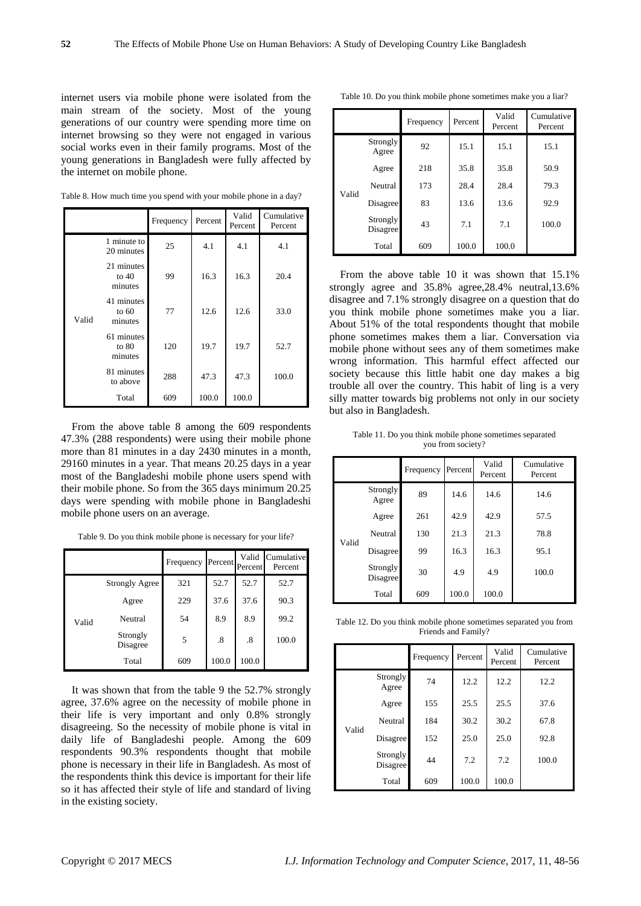internet users via mobile phone were isolated from the main stream of the society. Most of the young generations of our country were spending more time on internet browsing so they were not engaged in various social works even in their family programs. Most of the young generations in Bangladesh were fully affected by the internet on mobile phone.

Table 8. How much time you spend with your mobile phone in a day?

| | | Frequency | Percent | Valid Percent | Cumulative Percent |
|---|---|---|---|---|---|
| Valid | 1 minute to 20 minutes | 25 | 4.1 | 4.1 | 4.1 |
| | 21 minutes to 40 minutes | 99 | 16.3 | 16.3 | 20.4 |
| | 41 minutes to 60 minutes | 77 | 12.6 | 12.6 | 33.0 |
| | 61 minutes to 80 minutes | 120 | 19.7 | 19.7 | 52.7 |
| | 81 minutes to above | 288 | 47.3 | 47.3 | 100.0 |
| | Total | 609 | 100.0 | 100.0 | |

From the above table 8 among the 609 respondents 47.3% (288 respondents) were using their mobile phone more than 81 minutes in a day 2430 minutes in a month, 29160 minutes in a year. That means 20.25 days in a year most of the Bangladeshi mobile phone users spend with their mobile phone. So from the 365 days minimum 20.25 days were spending with mobile phone in Bangladeshi mobile phone users on an average.

Table 9. Do you think mobile phone is necessary for your life?

| | | Frequency | Percent | Valid Percent | Cumulative Percent |
|---|---|---|---|---|---|
| Valid | Strongly Agree | 321 | 52.7 | 52.7 | 52.7 |
| | Agree | 229 | 37.6 | 37.6 | 90.3 |
| | Neutral | 54 | 8.9 | 8.9 | 99.2 |
| | Strongly Disagree | 5 | .8 | .8 | 100.0 |
| | Total | 609 | 100.0 | 100.0 | |

It was shown that from the table 9 the 52.7% strongly agree, 37.6% agree on the necessity of mobile phone in their life is very important and only 0.8% strongly disagreeing. So the necessity of mobile phone is vital in daily life of Bangladeshi people. Among the 609 respondents 90.3% respondents thought that mobile phone is necessary in their life in Bangladesh. As most of the respondents think this device is important for their life so it has affected their style of life and standard of living in the existing society.

Table 10. Do you think mobile phone sometimes make you a liar?

| | | Frequency | Percent | Valid Percent | Cumulative Percent |
|---|---|---|---|---|---|
| Valid | Strongly Agree | 92 | 15.1 | 15.1 | 15.1 |
| | Agree | 218 | 35.8 | 35.8 | 50.9 |
| | Neutral | 173 | 28.4 | 28.4 | 79.3 |
| | Disagree | 83 | 13.6 | 13.6 | 92.9 |
| | Strongly Disagree | 43 | 7.1 | 7.1 | 100.0 |
| | Total | 609 | 100.0 | 100.0 | |

From the above table 10 it was shown that 15.1% strongly agree and 35.8% agree,28.4% neutral,13.6% disagree and 7.1% strongly disagree on a question that do you think mobile phone sometimes make you a liar. About 51% of the total respondents thought that mobile phone sometimes makes them a liar. Conversation via mobile phone without sees any of them sometimes make wrong information. This harmful effect affected our society because this little habit one day makes a big trouble all over the country. This habit of ling is a very silly matter towards big problems not only in our society but also in Bangladesh.

Table 11. Do you think mobile phone sometimes separated you from society?

| | | Frequency | Percent | Valid Percent | Cumulative Percent |
|---|---|---|---|---|---|
| Valid | Strongly Agree | 89 | 14.6 | 14.6 | 14.6 |
| | Agree | 261 | 42.9 | 42.9 | 57.5 |
| | Neutral | 130 | 21.3 | 21.3 | 78.8 |
| | Disagree | 99 | 16.3 | 16.3 | 95.1 |
| | Strongly Disagree | 30 | 4.9 | 4.9 | 100.0 |
| | Total | 609 | 100.0 | 100.0 | |

Table 12. Do you think mobile phone sometimes separated you from Friends and Family?

| | | Frequency | Percent | Valid Percent | Cumulative Percent |
|---|---|---|---|---|---|
| Valid | Strongly Agree | 74 | 12.2 | 12.2 | 12.2 |
| | Agree | 155 | 25.5 | 25.5 | 37.6 |
| | Neutral | 184 | 30.2 | 30.2 | 67.8 |
| | Disagree | 152 | 25.0 | 25.0 | 92.8 |
| | Strongly Disagree | 44 | 7.2 | 7.2 | 100.0 |
| | Total | 609 | 100.0 | 100.0 | |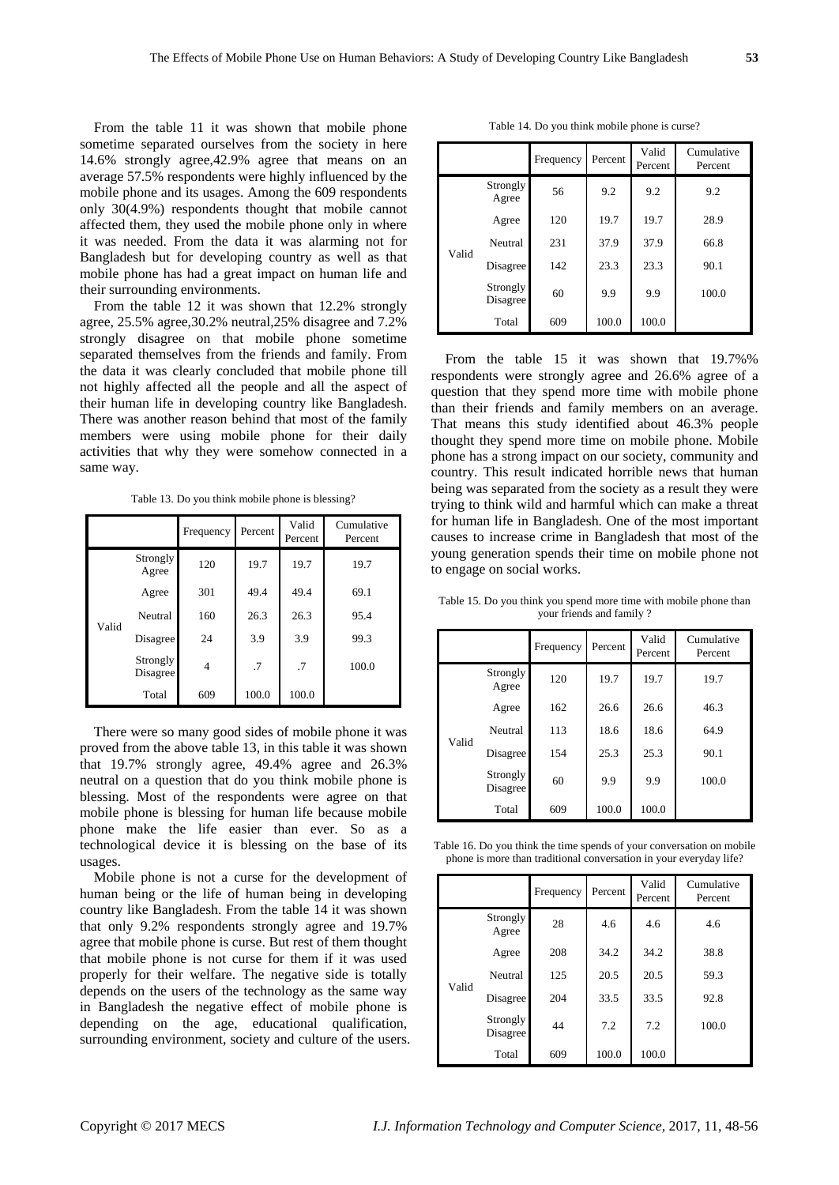From the table 11 it was shown that mobile phone sometime separated ourselves from the society in here 14.6% strongly agree,42.9% agree that means on an average 57.5% respondents were highly influenced by the mobile phone and its usages. Among the 609 respondents only 30(4.9%) respondents thought that mobile cannot affected them, they used the mobile phone only in where it was needed. From the data it was alarming not for Bangladesh but for developing country as well as that mobile phone has had a great impact on human life and their surrounding environments.

From the table 12 it was shown that 12.2% strongly agree, 25.5% agree,30.2% neutral,25% disagree and 7.2% strongly disagree on that mobile phone sometime separated themselves from the friends and family. From the data it was clearly concluded that mobile phone till not highly affected all the people and all the aspect of their human life in developing country like Bangladesh. There was another reason behind that most of the family members were using mobile phone for their daily activities that why they were somehow connected in a same way.

Table 13. Do you think mobile phone is blessing?

| | | Frequency | Percent | Valid Percent | Cumulative Percent |
|---|---|---|---|---|---|
| Valid | Strongly Agree | 120 | 19.7 | 19.7 | 19.7 |
| | Agree | 301 | 49.4 | 49.4 | 69.1 |
| | Neutral | 160 | 26.3 | 26.3 | 95.4 |
| | Disagree | 24 | 3.9 | 3.9 | 99.3 |
| | Strongly Disagree | 4 | .7 | .7 | 100.0 |
| | Total | 609 | 100.0 | 100.0 | |

There were so many good sides of mobile phone it was proved from the above table 13, in this table it was shown that 19.7% strongly agree, 49.4% agree and 26.3% neutral on a question that do you think mobile phone is blessing. Most of the respondents were agree on that mobile phone is blessing for human life because mobile phone make the life easier than ever. So as a technological device it is blessing on the base of its usages.

Mobile phone is not a curse for the development of human being or the life of human being in developing country like Bangladesh. From the table 14 it was shown that only 9.2% respondents strongly agree and 19.7% agree that mobile phone is curse. But rest of them thought that mobile phone is not curse for them if it was used properly for their welfare. The negative side is totally depends on the users of the technology as the same way in Bangladesh the negative effect of mobile phone is depending on the age, educational qualification, surrounding environment, society and culture of the users.

Table 14. Do you think mobile phone is curse?

| | | Frequency | Percent | Valid Percent | Cumulative Percent |
|---|---|---|---|---|---|
| Valid | Strongly Agree | 56 | 9.2 | 9.2 | 9.2 |
| | Agree | 120 | 19.7 | 19.7 | 28.9 |
| | Neutral | 231 | 37.9 | 37.9 | 66.8 |
| | Disagree | 142 | 23.3 | 23.3 | 90.1 |
| | Strongly Disagree | 60 | 9.9 | 9.9 | 100.0 |
| | Total | 609 | 100.0 | 100.0 | |

From the table 15 it was shown that 19.7%% respondents were strongly agree and 26.6% agree of a question that they spend more time with mobile phone than their friends and family members on an average. That means this study identified about 46.3% people thought they spend more time on mobile phone. Mobile phone has a strong impact on our society, community and country. This result indicated horrible news that human being was separated from the society as a result they were trying to think wild and harmful which can make a threat for human life in Bangladesh. One of the most important causes to increase crime in Bangladesh that most of the young generation spends their time on mobile phone not to engage on social works.

Table 15. Do you think you spend more time with mobile phone than your friends and family ?

| | | Frequency | Percent | Valid Percent | Cumulative Percent |
|---|---|---|---|---|---|
| Valid | Strongly Agree | 120 | 19.7 | 19.7 | 19.7 |
| | Agree | 162 | 26.6 | 26.6 | 46.3 |
| | Neutral | 113 | 18.6 | 18.6 | 64.9 |
| | Disagree | 154 | 25.3 | 25.3 | 90.1 |
| | Strongly Disagree | 60 | 9.9 | 9.9 | 100.0 |
| | Total | 609 | 100.0 | 100.0 | |

Table 16. Do you think the time spends of your conversation on mobile phone is more than traditional conversation in your everyday life?

| | | Frequency | Percent | Valid Percent | Cumulative Percent |
|---|---|---|---|---|---|
| Valid | Strongly Agree | 28 | 4.6 | 4.6 | 4.6 |
| | Agree | 208 | 34.2 | 34.2 | 38.8 |
| | Neutral | 125 | 20.5 | 20.5 | 59.3 |
| | Disagree | 204 | 33.5 | 33.5 | 92.8 |
| | Strongly Disagree | 44 | 7.2 | 7.2 | 100.0 |
| | Total | 609 | 100.0 | 100.0 | |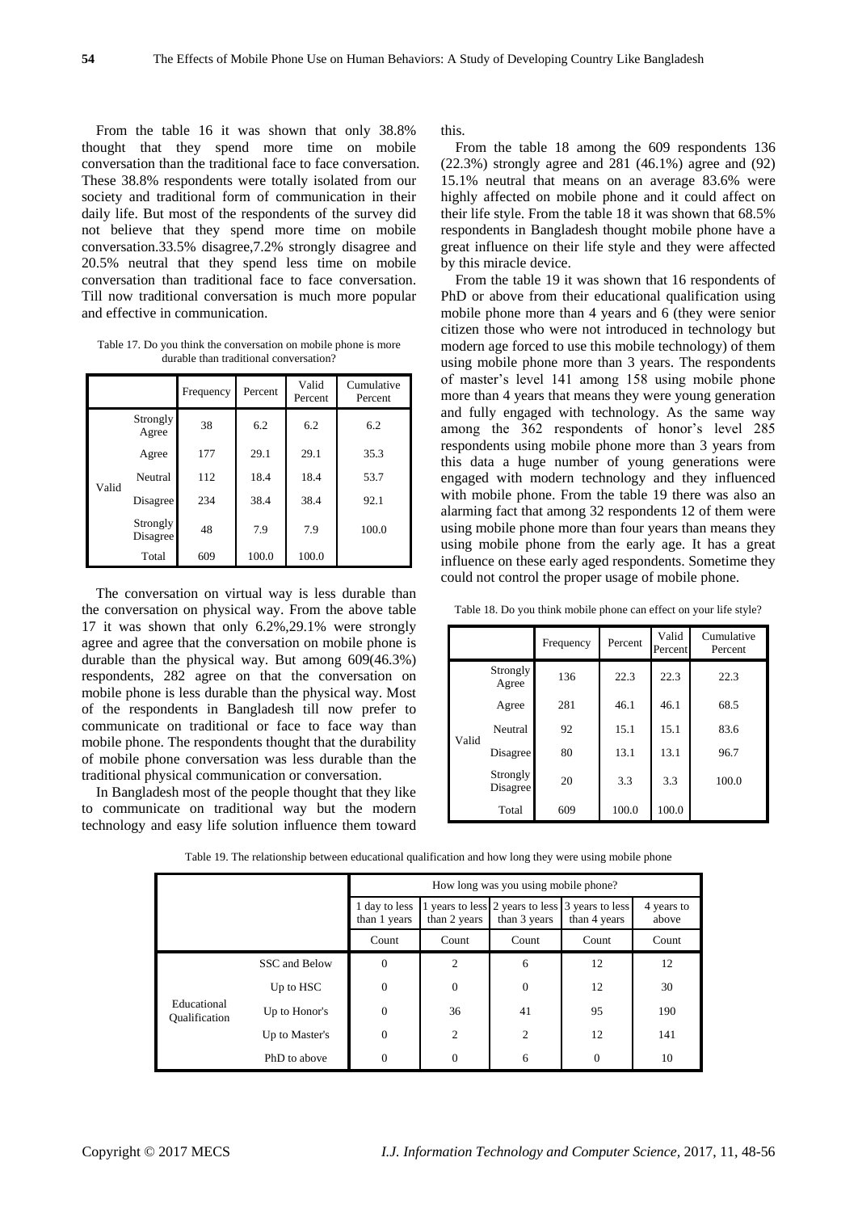From the table 16 it was shown that only 38.8% thought that they spend more time on mobile conversation than the traditional face to face conversation. These 38.8% respondents were totally isolated from our society and traditional form of communication in their daily life. But most of the respondents of the survey did not believe that they spend more time on mobile conversation.33.5% disagree,7.2% strongly disagree and 20.5% neutral that they spend less time on mobile conversation than traditional face to face conversation. Till now traditional conversation is much more popular and effective in communication.

Table 17. Do you think the conversation on mobile phone is more durable than traditional conversation?

| | | Frequency | Percent | Valid Percent | Cumulative Percent |
|---|---|---|---|---|---|
| Valid | Strongly Agree | 38 | 6.2 | 6.2 | 6.2 |
| | Agree | 177 | 29.1 | 29.1 | 35.3 |
| | Neutral | 112 | 18.4 | 18.4 | 53.7 |
| | Disagree | 234 | 38.4 | 38.4 | 92.1 |
| | Strongly Disagree | 48 | 7.9 | 7.9 | 100.0 |
| | Total | 609 | 100.0 | 100.0 | |

The conversation on virtual way is less durable than the conversation on physical way. From the above table 17 it was shown that only 6.2%,29.1% were strongly agree and agree that the conversation on mobile phone is durable than the physical way. But among 609(46.3%) respondents, 282 agree on that the conversation on mobile phone is less durable than the physical way. Most of the respondents in Bangladesh till now prefer to communicate on traditional or face to face way than mobile phone. The respondents thought that the durability of mobile phone conversation was less durable than the traditional physical communication or conversation.

In Bangladesh most of the people thought that they like to communicate on traditional way but the modern technology and easy life solution influence them toward this.

From the table 18 among the 609 respondents 136 (22.3%) strongly agree and 281 (46.1%) agree and (92) 15.1% neutral that means on an average 83.6% were highly affected on mobile phone and it could affect on their life style. From the table 18 it was shown that 68.5% respondents in Bangladesh thought mobile phone have a great influence on their life style and they were affected by this miracle device.

From the table 19 it was shown that 16 respondents of PhD or above from their educational qualification using mobile phone more than 4 years and 6 (they were senior citizen those who were not introduced in technology but modern age forced to use this mobile technology) of them using mobile phone more than 3 years. The respondents of master's level 141 among 158 using mobile phone more than 4 years that means they were young generation and fully engaged with technology. As the same way among the 362 respondents of honor's level 285 respondents using mobile phone more than 3 years from this data a huge number of young generations were engaged with modern technology and they influenced with mobile phone. From the table 19 there was also an alarming fact that among 32 respondents 12 of them were using mobile phone more than four years that means they using mobile phone from the early age. It has a great influence on these early aged respondents. Sometime they could not control the proper usage of mobile phone.

Table 18. Do you think mobile phone can effect on your life style?

| | | Frequency | Percent | Valid Percent | Cumulative Percent |
|---|---|---|---|---|---|
| Valid | Strongly Agree | 136 | 22.3 | 22.3 | 22.3 |
| | Agree | 281 | 46.1 | 46.1 | 68.5 |
| | Neutral | 92 | 15.1 | 15.1 | 83.6 |
| | Disagree | 80 | 13.1 | 13.1 | 96.7 |
| | Strongly Disagree | 20 | 3.3 | 3.3 | 100.0 |
| | Total | 609 | 100.0 | 100.0 | |

Table 19. The relationship between educational qualification and how long they were using mobile phone

| | | How long was you using mobile phone? | | | | |
|---|---|---|---|---|---|---|
| | | 1 day to less than 1 years | 1 years to less than 2 years | 2 years to less than 3 years | 3 years to less than 4 years | 4 years to above |
| | | Count | Count | Count | Count | Count |
| Educational Qualification | SSC and Below | 0 | 2 | 6 | 12 | 12 |
| | Up to HSC | 0 | 0 | 0 | 12 | 30 |
| | Up to Honor's | 0 | 36 | 41 | 95 | 190 |
| | Up to Master's | 0 | 2 | 2 | 12 | 141 |
| | PhD to above | 0 | 0 | 6 | 0 | 10 |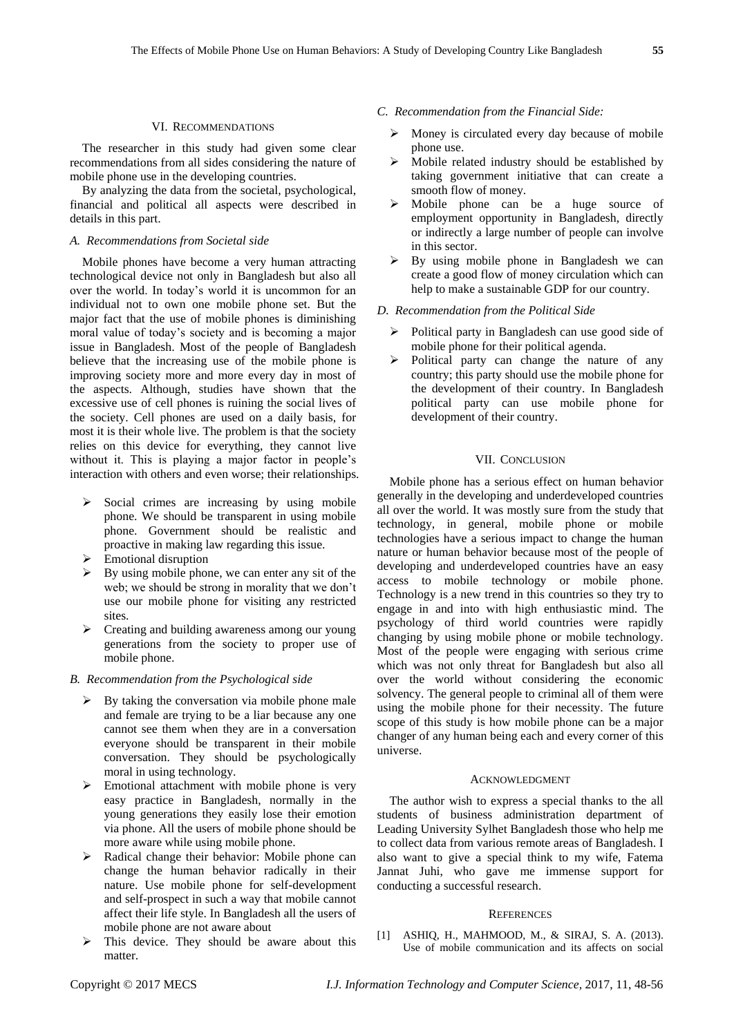## VI. Recommendations

The researcher in this study had given some clear recommendations from all sides considering the nature of mobile phone use in the developing countries.

By analyzing the data from the societal, psychological, financial and political all aspects were described in details in this part.

### *A. Recommendations from Societal side*

Mobile phones have become a very human attracting technological device not only in Bangladesh but also all over the world. In today's world it is uncommon for an individual not to own one mobile phone set. But the major fact that the use of mobile phones is diminishing moral value of today's society and is becoming a major issue in Bangladesh. Most of the people of Bangladesh believe that the increasing use of the mobile phone is improving society more and more every day in most of the aspects. Although, studies have shown that the excessive use of cell phones is ruining the social lives of the society. Cell phones are used on a daily basis, for most it is their whole live. The problem is that the society relies on this device for everything, they cannot live without it. This is playing a major factor in people's interaction with others and even worse; their relationships.

- Social crimes are increasing by using mobile phone. We should be transparent in using mobile phone. Government should be realistic and proactive in making law regarding this issue.
- Emotional disruption
- By using mobile phone, we can enter any sit of the web; we should be strong in morality that we don't use our mobile phone for visiting any restricted sites.
- Creating and building awareness among our young generations from the society to proper use of mobile phone.

### *B. Recommendation from the Psychological side*

- By taking the conversation via mobile phone male and female are trying to be a liar because any one cannot see them when they are in a conversation everyone should be transparent in their mobile conversation. They should be psychologically moral in using technology.
- Emotional attachment with mobile phone is very easy practice in Bangladesh, normally in the young generations they easily lose their emotion via phone. All the users of mobile phone should be more aware while using mobile phone.
- Radical change their behavior: Mobile phone can change the human behavior radically in their nature. Use mobile phone for self-development and self-prospect in such a way that mobile cannot affect their life style. In Bangladesh all the users of mobile phone are not aware about
- This device. They should be aware about this matter.

### *C. Recommendation from the Financial Side:*

- Money is circulated every day because of mobile phone use.
- Mobile related industry should be established by taking government initiative that can create a smooth flow of money.
- Mobile phone can be a huge source of employment opportunity in Bangladesh, directly or indirectly a large number of people can involve in this sector.
- By using mobile phone in Bangladesh we can create a good flow of money circulation which can help to make a sustainable GDP for our country.

### *D. Recommendation from the Political Side*

- Political party in Bangladesh can use good side of mobile phone for their political agenda.
- Political party can change the nature of any country; this party should use the mobile phone for the development of their country. In Bangladesh political party can use mobile phone for development of their country.

## VII. Conclusion

Mobile phone has a serious effect on human behavior generally in the developing and underdeveloped countries all over the world. It was mostly sure from the study that technology, in general, mobile phone or mobile technologies have a serious impact to change the human nature or human behavior because most of the people of developing and underdeveloped countries have an easy access to mobile technology or mobile phone. Technology is a new trend in this countries so they try to engage in and into with high enthusiastic mind. The psychology of third world countries were rapidly changing by using mobile phone or mobile technology. Most of the people were engaging with serious crime which was not only threat for Bangladesh but also all over the world without considering the economic solvency. The general people to criminal all of them were using the mobile phone for their necessity. The future scope of this study is how mobile phone can be a major changer of any human being each and every corner of this universe.

## Acknowledgment

The author wish to express a special thanks to the all students of business administration department of Leading University Sylhet Bangladesh those who help me to collect data from various remote areas of Bangladesh. I also want to give a special think to my wife, Fatema Jannat Juhi, who gave me immense support for conducting a successful research.

## References

[1] ASHIQ, H., MAHMOOD, M., & SIRAJ, S. A. (2013). Use of mobile communication and its affects on social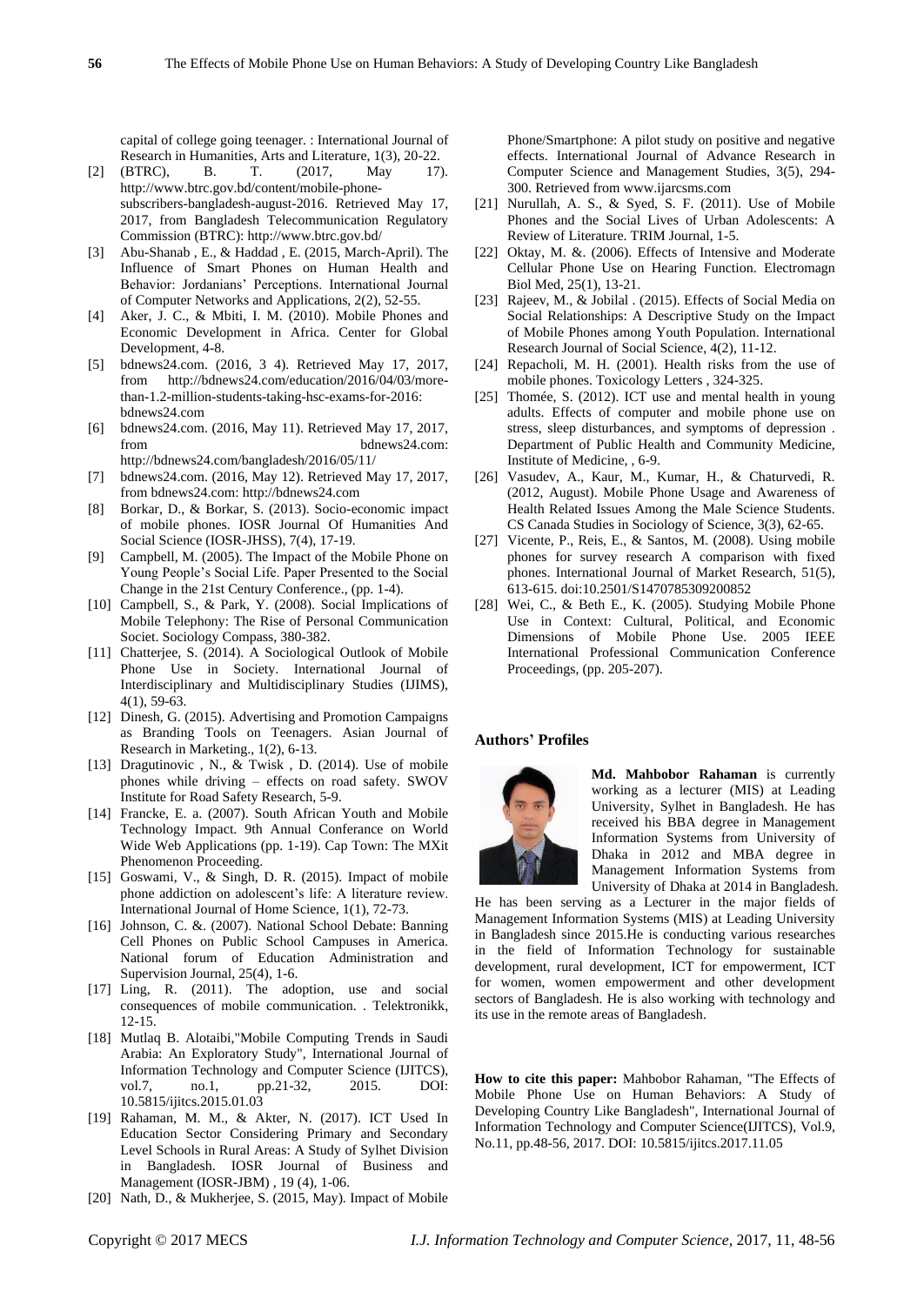capital of college going teenager. : International Journal of Research in Humanities, Arts and Literature, 1(3), 20-22.

[2] (BTRC), B. T. (2017, May 17). http://www.btrc.gov.bd/content/mobile-phone-subscribers-bangladesh-august-2016. Retrieved May 17, 2017, from Bangladesh Telecommunication Regulatory Commission (BTRC): http://www.btrc.gov.bd/

[3] Abu-Shanab , E., & Haddad , E. (2015, March-April). The Influence of Smart Phones on Human Health and Behavior: Jordanians' Perceptions. International Journal of Computer Networks and Applications, 2(2), 52-55.

[4] Aker, J. C., & Mbiti, I. M. (2010). Mobile Phones and Economic Development in Africa. Center for Global Development, 4-8.

[5] bdnews24.com. (2016, 3 4). Retrieved May 17, 2017, from http://bdnews24.com/education/2016/04/03/more-than-1.2-million-students-taking-hsc-exams-for-2016: bdnews24.com

[6] bdnews24.com. (2016, May 11). Retrieved May 17, 2017, from bdnews24.com: http://bdnews24.com/bangladesh/2016/05/11/

[7] bdnews24.com. (2016, May 12). Retrieved May 17, 2017, from bdnews24.com: http://bdnews24.com

[8] Borkar, D., & Borkar, S. (2013). Socio-economic impact of mobile phones. IOSR Journal Of Humanities And Social Science (IOSR-JHSS), 7(4), 17-19.

[9] Campbell, M. (2005). The Impact of the Mobile Phone on Young People's Social Life. Paper Presented to the Social Change in the 21st Century Conference., (pp. 1-4).

[10] Campbell, S., & Park, Y. (2008). Social Implications of Mobile Telephony: The Rise of Personal Communication Societ. Sociology Compass, 380-382.

[11] Chatterjee, S. (2014). A Sociological Outlook of Mobile Phone Use in Society. International Journal of Interdisciplinary and Multidisciplinary Studies (IJIMS), 4(1), 59-63.

[12] Dinesh, G. (2015). Advertising and Promotion Campaigns as Branding Tools on Teenagers. Asian Journal of Research in Marketing., 1(2), 6-13.

[13] Dragutinovic , N., & Twisk , D. (2014). Use of mobile phones while driving – effects on road safety. SWOV Institute for Road Safety Research, 5-9.

[14] Francke, E. a. (2007). South African Youth and Mobile Technology Impact. 9th Annual Conferance on World Wide Web Applications (pp. 1-19). Cap Town: The MXit Phenomenon Proceeding.

[15] Goswami, V., & Singh, D. R. (2015). Impact of mobile phone addiction on adolescent's life: A literature review. International Journal of Home Science, 1(1), 72-73.

[16] Johnson, C. &. (2007). National School Debate: Banning Cell Phones on Public School Campuses in America. National forum of Education Administration and Supervision Journal, 25(4), 1-6.

[17] Ling, R. (2011). The adoption, use and social consequences of mobile communication. . Telektronikk, 12-15.

[18] Mutlaq B. Alotaibi,"Mobile Computing Trends in Saudi Arabia: An Exploratory Study", International Journal of Information Technology and Computer Science (IJITCS), vol.7, no.1, pp.21-32, 2015. DOI: 10.5815/ijitcs.2015.01.03

[19] Rahaman, M. M., & Akter, N. (2017). ICT Used In Education Sector Considering Primary and Secondary Level Schools in Rural Areas: A Study of Sylhet Division in Bangladesh. IOSR Journal of Business and Management (IOSR-JBM) , 19 (4), 1-06.

[20] Nath, D., & Mukherjee, S. (2015, May). Impact of Mobile Phone/Smartphone: A pilot study on positive and negative effects. International Journal of Advance Research in Computer Science and Management Studies, 3(5), 294-300. Retrieved from www.ijarcsms.com

[21] Nurullah, A. S., & Syed, S. F. (2011). Use of Mobile Phones and the Social Lives of Urban Adolescents: A Review of Literature. TRIM Journal, 1-5.

[22] Oktay, M. &. (2006). Effects of Intensive and Moderate Cellular Phone Use on Hearing Function. Electromagn Biol Med, 25(1), 13-21.

[23] Rajeev, M., & Jobilal . (2015). Effects of Social Media on Social Relationships: A Descriptive Study on the Impact of Mobile Phones among Youth Population. International Research Journal of Social Science, 4(2), 11-12.

[24] Repacholi, M. H. (2001). Health risks from the use of mobile phones. Toxicology Letters , 324-325.

[25] Thomée, S. (2012). ICT use and mental health in young adults. Effects of computer and mobile phone use on stress, sleep disturbances, and symptoms of depression . Department of Public Health and Community Medicine, Institute of Medicine, , 6-9.

[26] Vasudev, A., Kaur, M., Kumar, H., & Chaturvedi, R. (2012, August). Mobile Phone Usage and Awareness of Health Related Issues Among the Male Science Students. CS Canada Studies in Sociology of Science, 3(3), 62-65.

[27] Vicente, P., Reis, E., & Santos, M. (2008). Using mobile phones for survey research A comparison with fixed phones. International Journal of Market Research, 51(5), 613-615. doi:10.2501/S1470785309200852

[28] Wei, C., & Beth E., K. (2005). Studying Mobile Phone Use in Context: Cultural, Political, and Economic Dimensions of Mobile Phone Use. 2005 IEEE International Professional Communication Conference Proceedings, (pp. 205-207).

## Authors' Profiles

**Md. Mahbobor Rahaman** is currently working as a lecturer (MIS) at Leading University, Sylhet in Bangladesh. He has received his BBA degree in Management Information Systems from University of Dhaka in 2012 and MBA degree in Management Information Systems from University of Dhaka at 2014 in Bangladesh. He has been serving as a Lecturer in the major fields of Management Information Systems (MIS) at Leading University in Bangladesh since 2015.He is conducting various researches in the field of Information Technology for sustainable development, rural development, ICT for empowerment, ICT for women, women empowerment and other development sectors of Bangladesh. He is also working with technology and its use in the remote areas of Bangladesh.

**How to cite this paper:** Mahbobor Rahaman, "The Effects of Mobile Phone Use on Human Behaviors: A Study of Developing Country Like Bangladesh", International Journal of Information Technology and Computer Science(IJITCS), Vol.9, No.11, pp.48-56, 2017. DOI: 10.5815/ijitcs.2017.11.05